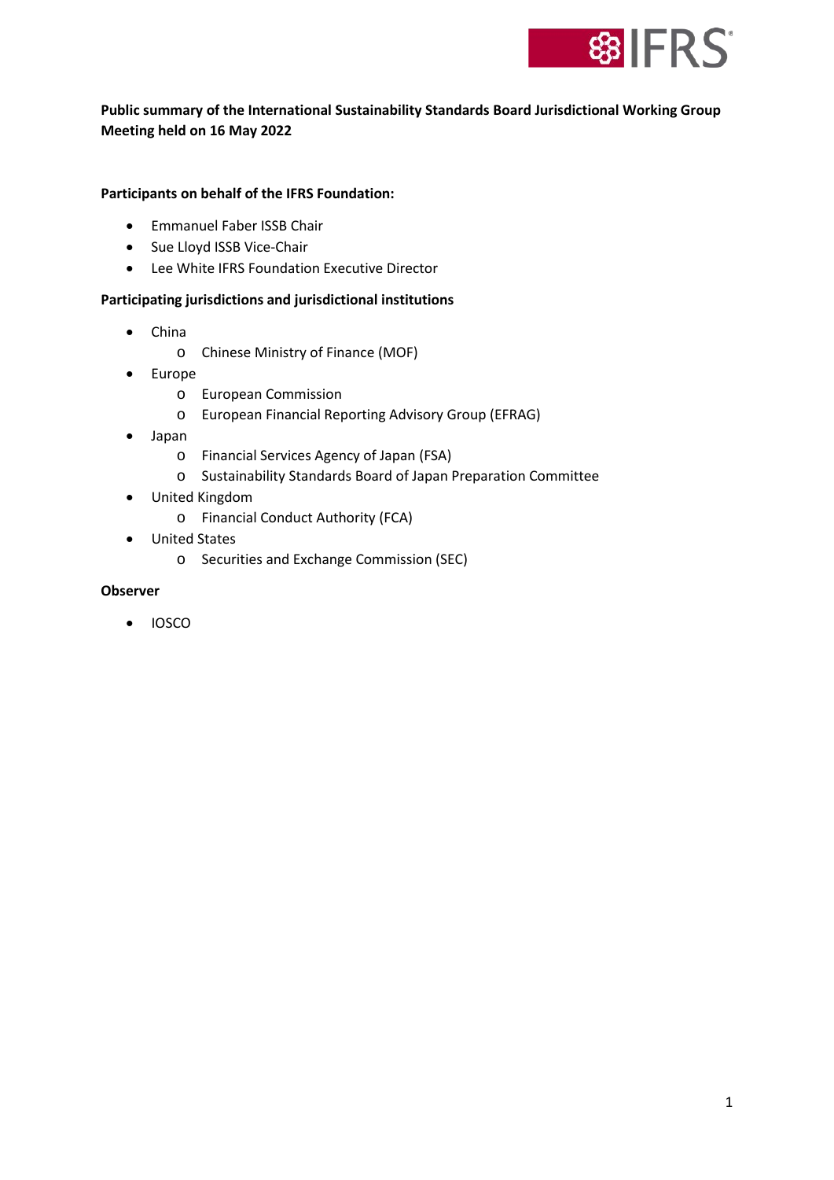**Public summary of the International Sustainability Standards Board Jurisdictional Working Group Meeting held on 16 May 2022**

**Participants on behalf of the IFRS Foundation:**

- Emmanuel Faber ISSB Chair
- Sue Lloyd ISSB Vice-Chair
- Lee White IFRS Foundation Executive Director

**Participating jurisdictions and jurisdictional institutions**

- China
  - Chinese Ministry of Finance (MOF)
- Europe
  - European Commission
  - European Financial Reporting Advisory Group (EFRAG)
- Japan
  - Financial Services Agency of Japan (FSA)
  - Sustainability Standards Board of Japan Preparation Committee
- United Kingdom
  - Financial Conduct Authority (FCA)
- United States
  - Securities and Exchange Commission (SEC)

**Observer**

- IOSCO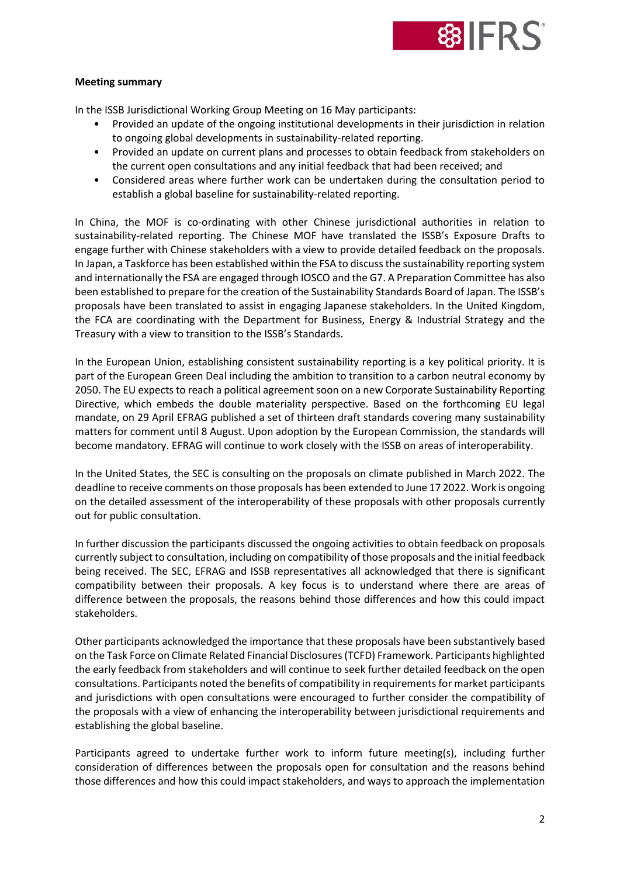**Meeting summary**

In the ISSB Jurisdictional Working Group Meeting on 16 May participants:

- Provided an update of the ongoing institutional developments in their jurisdiction in relation to ongoing global developments in sustainability-related reporting.
- Provided an update on current plans and processes to obtain feedback from stakeholders on the current open consultations and any initial feedback that had been received; and
- Considered areas where further work can be undertaken during the consultation period to establish a global baseline for sustainability-related reporting.

In China, the MOF is co-ordinating with other Chinese jurisdictional authorities in relation to sustainability-related reporting. The Chinese MOF have translated the ISSB's Exposure Drafts to engage further with Chinese stakeholders with a view to provide detailed feedback on the proposals. In Japan, a Taskforce has been established within the FSA to discuss the sustainability reporting system and internationally the FSA are engaged through IOSCO and the G7. A Preparation Committee has also been established to prepare for the creation of the Sustainability Standards Board of Japan. The ISSB's proposals have been translated to assist in engaging Japanese stakeholders. In the United Kingdom, the FCA are coordinating with the Department for Business, Energy & Industrial Strategy and the Treasury with a view to transition to the ISSB's Standards.

In the European Union, establishing consistent sustainability reporting is a key political priority. It is part of the European Green Deal including the ambition to transition to a carbon neutral economy by 2050. The EU expects to reach a political agreement soon on a new Corporate Sustainability Reporting Directive, which embeds the double materiality perspective. Based on the forthcoming EU legal mandate, on 29 April EFRAG published a set of thirteen draft standards covering many sustainability matters for comment until 8 August. Upon adoption by the European Commission, the standards will become mandatory. EFRAG will continue to work closely with the ISSB on areas of interoperability.

In the United States, the SEC is consulting on the proposals on climate published in March 2022. The deadline to receive comments on those proposals has been extended to June 17 2022. Work is ongoing on the detailed assessment of the interoperability of these proposals with other proposals currently out for public consultation.

In further discussion the participants discussed the ongoing activities to obtain feedback on proposals currently subject to consultation, including on compatibility of those proposals and the initial feedback being received. The SEC, EFRAG and ISSB representatives all acknowledged that there is significant compatibility between their proposals. A key focus is to understand where there are areas of difference between the proposals, the reasons behind those differences and how this could impact stakeholders.

Other participants acknowledged the importance that these proposals have been substantively based on the Task Force on Climate Related Financial Disclosures (TCFD) Framework. Participants highlighted the early feedback from stakeholders and will continue to seek further detailed feedback on the open consultations. Participants noted the benefits of compatibility in requirements for market participants and jurisdictions with open consultations were encouraged to further consider the compatibility of the proposals with a view of enhancing the interoperability between jurisdictional requirements and establishing the global baseline.

Participants agreed to undertake further work to inform future meeting(s), including further consideration of differences between the proposals open for consultation and the reasons behind those differences and how this could impact stakeholders, and ways to approach the implementation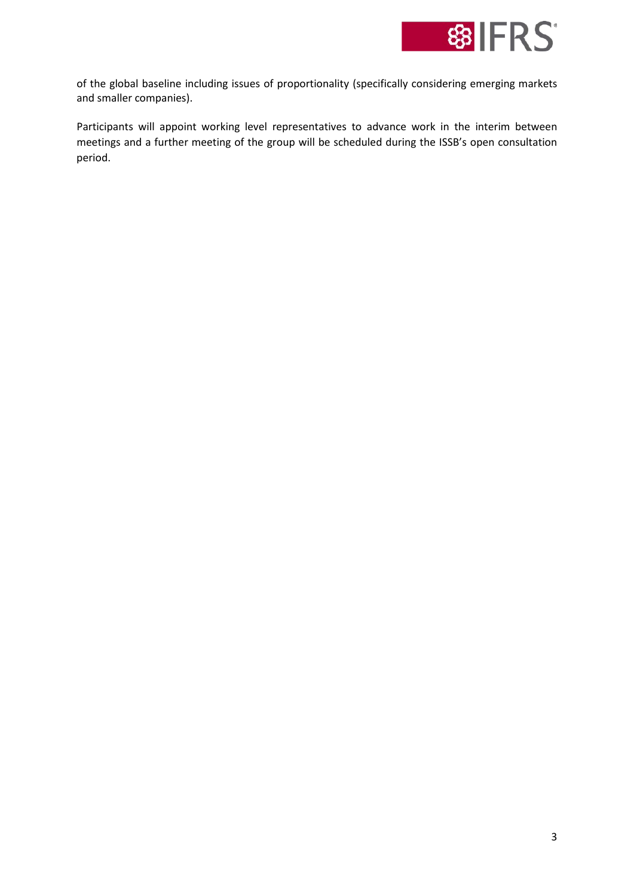of the global baseline including issues of proportionality (specifically considering emerging markets and smaller companies).

Participants will appoint working level representatives to advance work in the interim between meetings and a further meeting of the group will be scheduled during the ISSB's open consultation period.